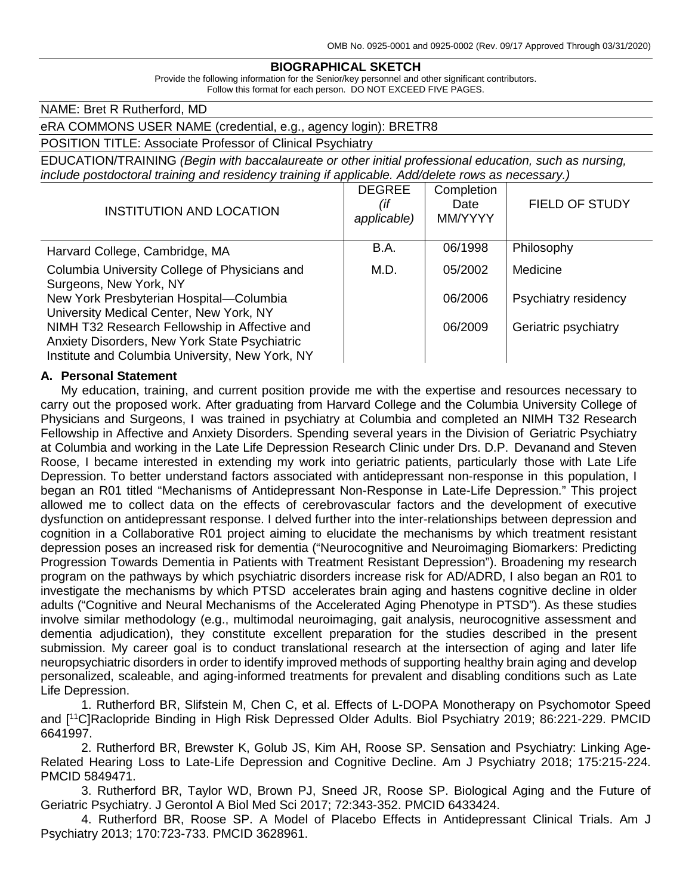OMB No. 0925-0001 and 0925-0002 (Rev. 09/17 Approved Through 03/31/2020)

## BIOGRAPHICAL SKETCH

Provide the following information for the Senior/key personnel and other significant contributors.
Follow this format for each person. DO NOT EXCEED FIVE PAGES.

NAME: Bret R Rutherford, MD

eRA COMMONS USER NAME (credential, e.g., agency login): BRETR8

POSITION TITLE: Associate Professor of Clinical Psychiatry

EDUCATION/TRAINING *(Begin with baccalaureate or other initial professional education, such as nursing, include postdoctoral training and residency training if applicable. Add/delete rows as necessary.)*

| INSTITUTION AND LOCATION | DEGREE *(if applicable)* | Completion Date MM/YYYY | FIELD OF STUDY |
|---|---|---|---|
| Harvard College, Cambridge, MA | B.A. | 06/1998 | Philosophy |
| Columbia University College of Physicians and Surgeons, New York, NY | M.D. | 05/2002 | Medicine |
| New York Presbyterian Hospital—Columbia University Medical Center, New York, NY | | 06/2006 | Psychiatry residency |
| NIMH T32 Research Fellowship in Affective and Anxiety Disorders, New York State Psychiatric Institute and Columbia University, New York, NY | | 06/2009 | Geriatric psychiatry |

### A. Personal Statement

My education, training, and current position provide me with the expertise and resources necessary to carry out the proposed work. After graduating from Harvard College and the Columbia University College of Physicians and Surgeons, I was trained in psychiatry at Columbia and completed an NIMH T32 Research Fellowship in Affective and Anxiety Disorders. Spending several years in the Division of Geriatric Psychiatry at Columbia and working in the Late Life Depression Research Clinic under Drs. D.P. Devanand and Steven Roose, I became interested in extending my work into geriatric patients, particularly those with Late Life Depression. To better understand factors associated with antidepressant non-response in this population, I began an R01 titled "Mechanisms of Antidepressant Non-Response in Late-Life Depression." This project allowed me to collect data on the effects of cerebrovascular factors and the development of executive dysfunction on antidepressant response. I delved further into the inter-relationships between depression and cognition in a Collaborative R01 project aiming to elucidate the mechanisms by which treatment resistant depression poses an increased risk for dementia ("Neurocognitive and Neuroimaging Biomarkers: Predicting Progression Towards Dementia in Patients with Treatment Resistant Depression"). Broadening my research program on the pathways by which psychiatric disorders increase risk for AD/ADRD, I also began an R01 to investigate the mechanisms by which PTSD accelerates brain aging and hastens cognitive decline in older adults ("Cognitive and Neural Mechanisms of the Accelerated Aging Phenotype in PTSD"). As these studies involve similar methodology (e.g., multimodal neuroimaging, gait analysis, neurocognitive assessment and dementia adjudication), they constitute excellent preparation for the studies described in the present submission. My career goal is to conduct translational research at the intersection of aging and later life neuropsychiatric disorders in order to identify improved methods of supporting healthy brain aging and develop personalized, scaleable, and aging-informed treatments for prevalent and disabling conditions such as Late Life Depression.

1. Rutherford BR, Slifstein M, Chen C, et al. Effects of L-DOPA Monotherapy on Psychomotor Speed and [$^{11}$C]Raclopride Binding in High Risk Depressed Older Adults. Biol Psychiatry 2019; 86:221-229. PMCID 6641997.

2. Rutherford BR, Brewster K, Golub JS, Kim AH, Roose SP. Sensation and Psychiatry: Linking Age-Related Hearing Loss to Late-Life Depression and Cognitive Decline. Am J Psychiatry 2018; 175:215-224. PMCID 5849471.

3. Rutherford BR, Taylor WD, Brown PJ, Sneed JR, Roose SP. Biological Aging and the Future of Geriatric Psychiatry. J Gerontol A Biol Med Sci 2017; 72:343-352. PMCID 6433424.

4. Rutherford BR, Roose SP. A Model of Placebo Effects in Antidepressant Clinical Trials. Am J Psychiatry 2013; 170:723-733. PMCID 3628961.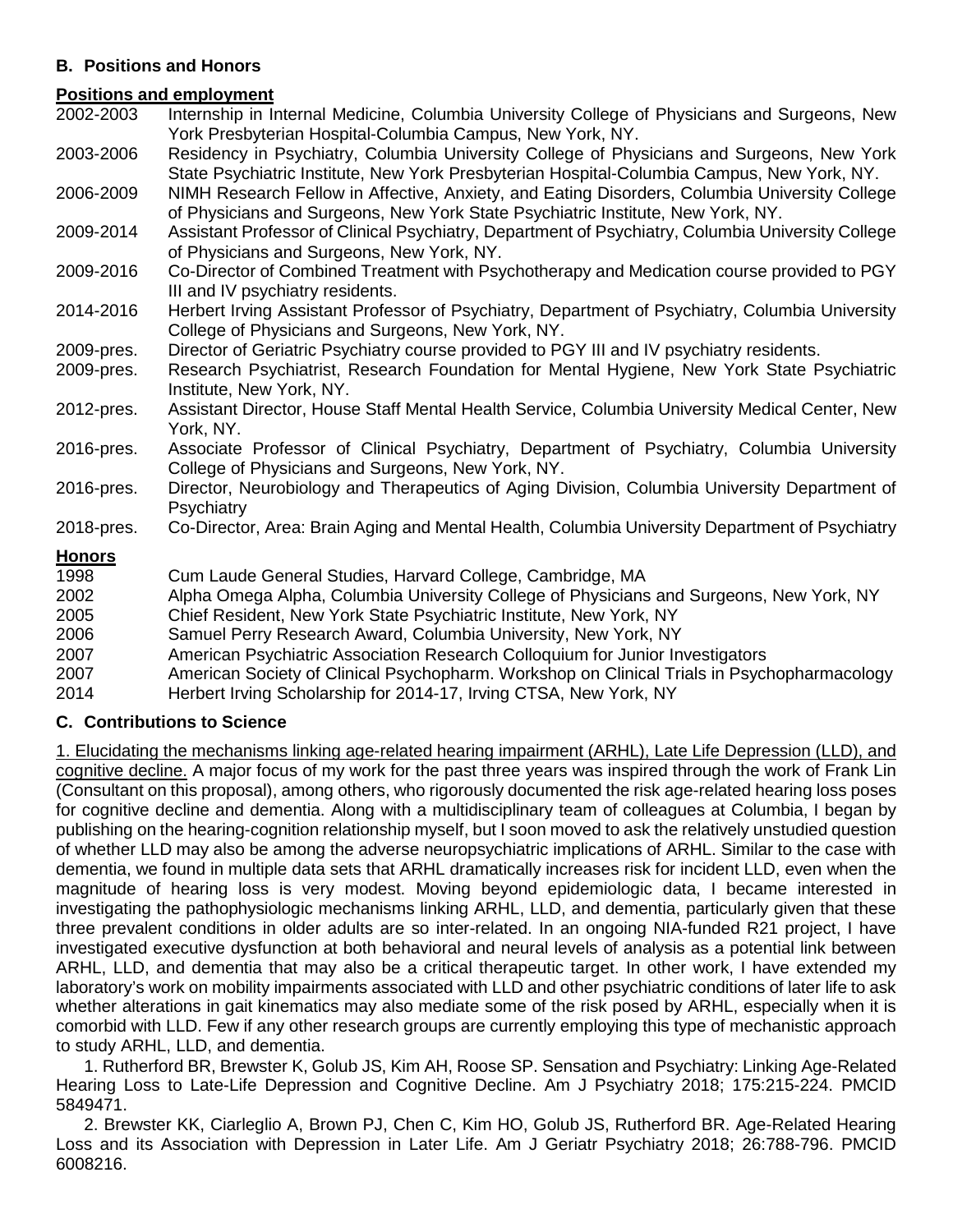### B. Positions and Honors

**Positions and employment**

2002-2003 Internship in Internal Medicine, Columbia University College of Physicians and Surgeons, New York Presbyterian Hospital-Columbia Campus, New York, NY.

2003-2006 Residency in Psychiatry, Columbia University College of Physicians and Surgeons, New York State Psychiatric Institute, New York Presbyterian Hospital-Columbia Campus, New York, NY.

2006-2009 NIMH Research Fellow in Affective, Anxiety, and Eating Disorders, Columbia University College of Physicians and Surgeons, New York State Psychiatric Institute, New York, NY.

2009-2014 Assistant Professor of Clinical Psychiatry, Department of Psychiatry, Columbia University College of Physicians and Surgeons, New York, NY.

2009-2016 Co-Director of Combined Treatment with Psychotherapy and Medication course provided to PGY III and IV psychiatry residents.

2014-2016 Herbert Irving Assistant Professor of Psychiatry, Department of Psychiatry, Columbia University College of Physicians and Surgeons, New York, NY.

2009-pres. Director of Geriatric Psychiatry course provided to PGY III and IV psychiatry residents.

2009-pres. Research Psychiatrist, Research Foundation for Mental Hygiene, New York State Psychiatric Institute, New York, NY.

2012-pres. Assistant Director, House Staff Mental Health Service, Columbia University Medical Center, New York, NY.

2016-pres. Associate Professor of Clinical Psychiatry, Department of Psychiatry, Columbia University College of Physicians and Surgeons, New York, NY.

2016-pres. Director, Neurobiology and Therapeutics of Aging Division, Columbia University Department of Psychiatry

2018-pres. Co-Director, Area: Brain Aging and Mental Health, Columbia University Department of Psychiatry

**Honors**

1998 Cum Laude General Studies, Harvard College, Cambridge, MA

2002 Alpha Omega Alpha, Columbia University College of Physicians and Surgeons, New York, NY

2005 Chief Resident, New York State Psychiatric Institute, New York, NY

2006 Samuel Perry Research Award, Columbia University, New York, NY

2007 American Psychiatric Association Research Colloquium for Junior Investigators

2007 American Society of Clinical Psychopharm. Workshop on Clinical Trials in Psychopharmacology

2014 Herbert Irving Scholarship for 2014-17, Irving CTSA, New York, NY

### C. Contributions to Science

<u>1. Elucidating the mechanisms linking age-related hearing impairment (ARHL), Late Life Depression (LLD), and cognitive decline.</u> A major focus of my work for the past three years was inspired through the work of Frank Lin (Consultant on this proposal), among others, who rigorously documented the risk age-related hearing loss poses for cognitive decline and dementia. Along with a multidisciplinary team of colleagues at Columbia, I began by publishing on the hearing-cognition relationship myself, but I soon moved to ask the relatively unstudied question of whether LLD may also be among the adverse neuropsychiatric implications of ARHL. Similar to the case with dementia, we found in multiple data sets that ARHL dramatically increases risk for incident LLD, even when the magnitude of hearing loss is very modest. Moving beyond epidemiologic data, I became interested in investigating the pathophysiologic mechanisms linking ARHL, LLD, and dementia, particularly given that these three prevalent conditions in older adults are so inter-related. In an ongoing NIA-funded R21 project, I have investigated executive dysfunction at both behavioral and neural levels of analysis as a potential link between ARHL, LLD, and dementia that may also be a critical therapeutic target. In other work, I have extended my laboratory's work on mobility impairments associated with LLD and other psychiatric conditions of later life to ask whether alterations in gait kinematics may also mediate some of the risk posed by ARHL, especially when it is comorbid with LLD. Few if any other research groups are currently employing this type of mechanistic approach to study ARHL, LLD, and dementia.

1. Rutherford BR, Brewster K, Golub JS, Kim AH, Roose SP. Sensation and Psychiatry: Linking Age-Related Hearing Loss to Late-Life Depression and Cognitive Decline. Am J Psychiatry 2018; 175:215-224. PMCID 5849471.

2. Brewster KK, Ciarleglio A, Brown PJ, Chen C, Kim HO, Golub JS, Rutherford BR. Age-Related Hearing Loss and its Association with Depression in Later Life. Am J Geriatr Psychiatry 2018; 26:788-796. PMCID 6008216.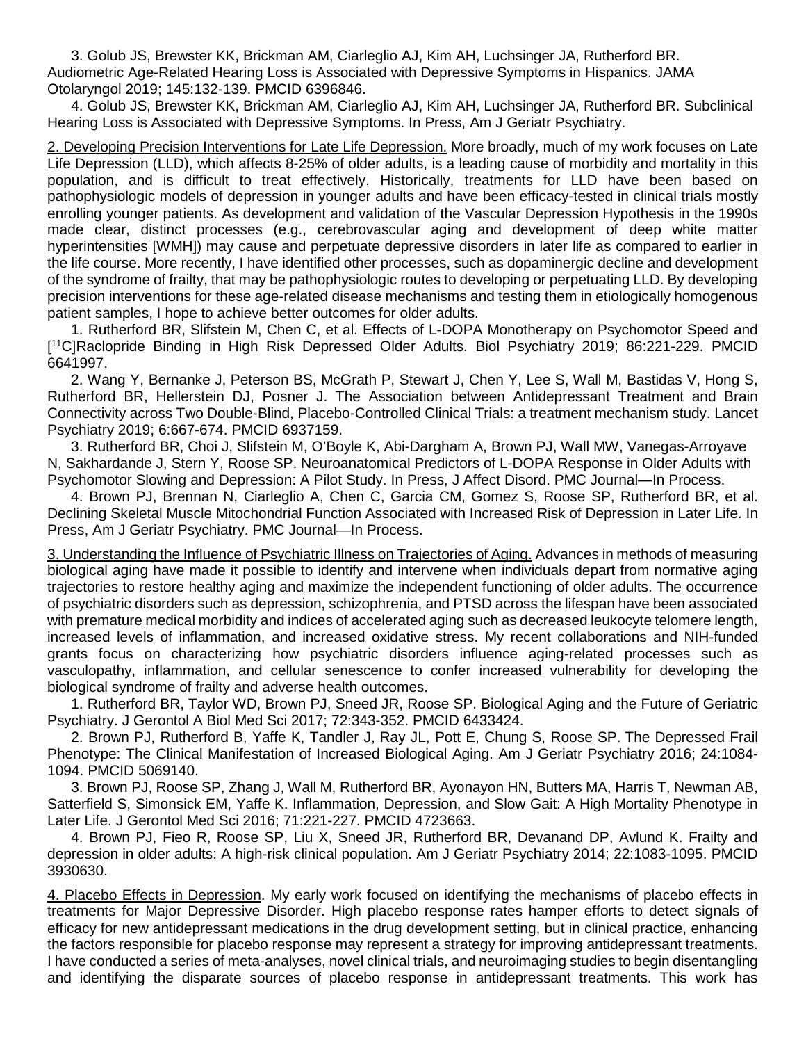3. Golub JS, Brewster KK, Brickman AM, Ciarleglio AJ, Kim AH, Luchsinger JA, Rutherford BR. Audiometric Age-Related Hearing Loss is Associated with Depressive Symptoms in Hispanics. JAMA Otolaryngol 2019; 145:132-139. PMCID 6396846.

4. Golub JS, Brewster KK, Brickman AM, Ciarleglio AJ, Kim AH, Luchsinger JA, Rutherford BR. Subclinical Hearing Loss is Associated with Depressive Symptoms. In Press, Am J Geriatr Psychiatry.

<u>2. Developing Precision Interventions for Late Life Depression.</u> More broadly, much of my work focuses on Late Life Depression (LLD), which affects 8-25% of older adults, is a leading cause of morbidity and mortality in this population, and is difficult to treat effectively. Historically, treatments for LLD have been based on pathophysiologic models of depression in younger adults and have been efficacy-tested in clinical trials mostly enrolling younger patients. As development and validation of the Vascular Depression Hypothesis in the 1990s made clear, distinct processes (e.g., cerebrovascular aging and development of deep white matter hyperintensities [WMH]) may cause and perpetuate depressive disorders in later life as compared to earlier in the life course. More recently, I have identified other processes, such as dopaminergic decline and development of the syndrome of frailty, that may be pathophysiologic routes to developing or perpetuating LLD. By developing precision interventions for these age-related disease mechanisms and testing them in etiologically homogenous patient samples, I hope to achieve better outcomes for older adults.

1. Rutherford BR, Slifstein M, Chen C, et al. Effects of L-DOPA Monotherapy on Psychomotor Speed and [$^{11}$C]Raclopride Binding in High Risk Depressed Older Adults. Biol Psychiatry 2019; 86:221-229. PMCID 6641997.

2. Wang Y, Bernanke J, Peterson BS, McGrath P, Stewart J, Chen Y, Lee S, Wall M, Bastidas V, Hong S, Rutherford BR, Hellerstein DJ, Posner J. The Association between Antidepressant Treatment and Brain Connectivity across Two Double-Blind, Placebo-Controlled Clinical Trials: a treatment mechanism study. Lancet Psychiatry 2019; 6:667-674. PMCID 6937159.

3. Rutherford BR, Choi J, Slifstein M, O'Boyle K, Abi-Dargham A, Brown PJ, Wall MW, Vanegas-Arroyave N, Sakhardande J, Stern Y, Roose SP. Neuroanatomical Predictors of L-DOPA Response in Older Adults with Psychomotor Slowing and Depression: A Pilot Study. In Press, J Affect Disord. PMC Journal—In Process.

4. Brown PJ, Brennan N, Ciarleglio A, Chen C, Garcia CM, Gomez S, Roose SP, Rutherford BR, et al. Declining Skeletal Muscle Mitochondrial Function Associated with Increased Risk of Depression in Later Life. In Press, Am J Geriatr Psychiatry. PMC Journal—In Process.

<u>3. Understanding the Influence of Psychiatric Illness on Trajectories of Aging.</u> Advances in methods of measuring biological aging have made it possible to identify and intervene when individuals depart from normative aging trajectories to restore healthy aging and maximize the independent functioning of older adults. The occurrence of psychiatric disorders such as depression, schizophrenia, and PTSD across the lifespan have been associated with premature medical morbidity and indices of accelerated aging such as decreased leukocyte telomere length, increased levels of inflammation, and increased oxidative stress. My recent collaborations and NIH-funded grants focus on characterizing how psychiatric disorders influence aging-related processes such as vasculopathy, inflammation, and cellular senescence to confer increased vulnerability for developing the biological syndrome of frailty and adverse health outcomes.

1. Rutherford BR, Taylor WD, Brown PJ, Sneed JR, Roose SP. Biological Aging and the Future of Geriatric Psychiatry. J Gerontol A Biol Med Sci 2017; 72:343-352. PMCID 6433424.

2. Brown PJ, Rutherford B, Yaffe K, Tandler J, Ray JL, Pott E, Chung S, Roose SP. The Depressed Frail Phenotype: The Clinical Manifestation of Increased Biological Aging. Am J Geriatr Psychiatry 2016; 24:1084-1094. PMCID 5069140.

3. Brown PJ, Roose SP, Zhang J, Wall M, Rutherford BR, Ayonayon HN, Butters MA, Harris T, Newman AB, Satterfield S, Simonsick EM, Yaffe K. Inflammation, Depression, and Slow Gait: A High Mortality Phenotype in Later Life. J Gerontol Med Sci 2016; 71:221-227. PMCID 4723663.

4. Brown PJ, Fieo R, Roose SP, Liu X, Sneed JR, Rutherford BR, Devanand DP, Avlund K. Frailty and depression in older adults: A high-risk clinical population. Am J Geriatr Psychiatry 2014; 22:1083-1095. PMCID 3930630.

<u>4. Placebo Effects in Depression</u>. My early work focused on identifying the mechanisms of placebo effects in treatments for Major Depressive Disorder. High placebo response rates hamper efforts to detect signals of efficacy for new antidepressant medications in the drug development setting, but in clinical practice, enhancing the factors responsible for placebo response may represent a strategy for improving antidepressant treatments. I have conducted a series of meta-analyses, novel clinical trials, and neuroimaging studies to begin disentangling and identifying the disparate sources of placebo response in antidepressant treatments. This work has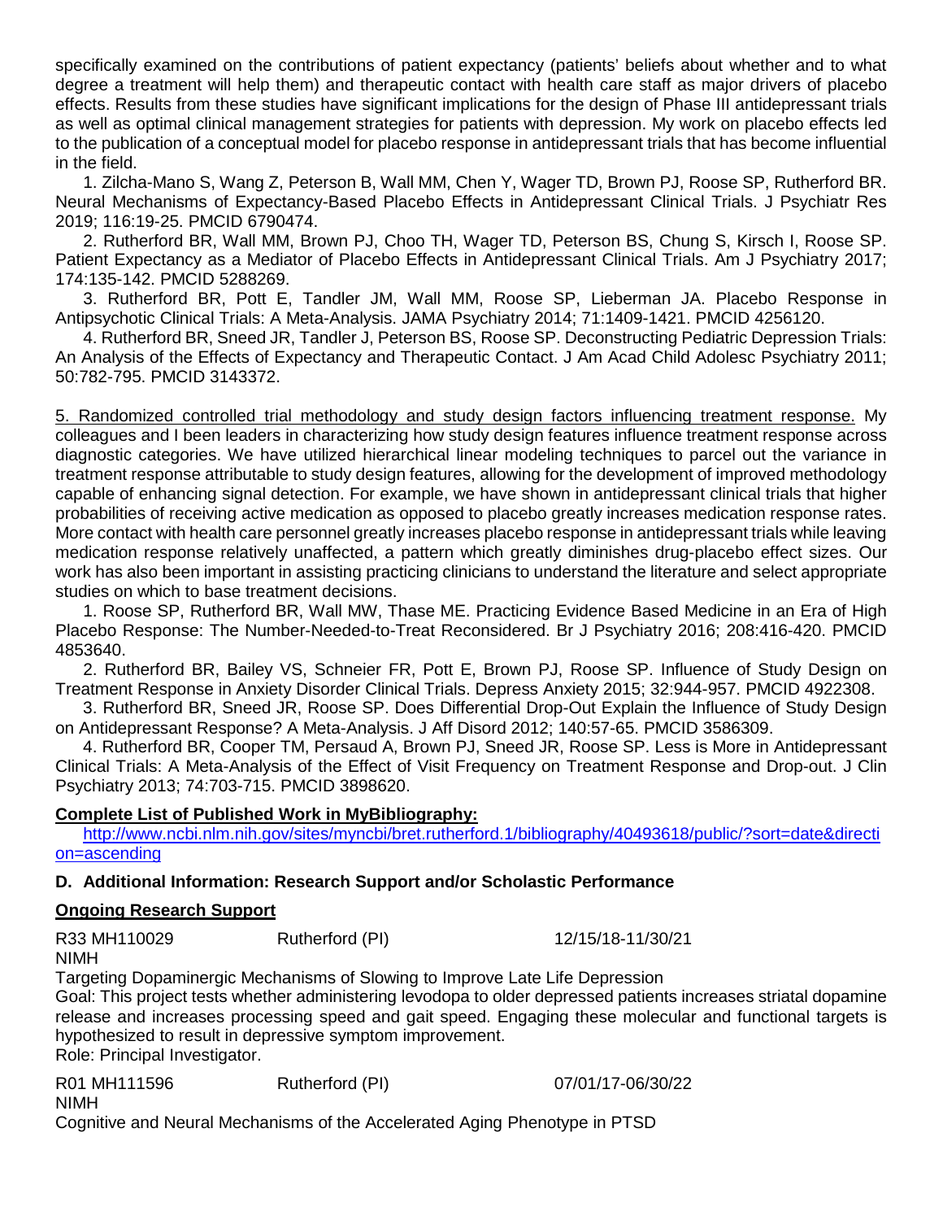specifically examined on the contributions of patient expectancy (patients' beliefs about whether and to what degree a treatment will help them) and therapeutic contact with health care staff as major drivers of placebo effects. Results from these studies have significant implications for the design of Phase III antidepressant trials as well as optimal clinical management strategies for patients with depression. My work on placebo effects led to the publication of a conceptual model for placebo response in antidepressant trials that has become influential in the field.

1. Zilcha-Mano S, Wang Z, Peterson B, Wall MM, Chen Y, Wager TD, Brown PJ, Roose SP, Rutherford BR. Neural Mechanisms of Expectancy-Based Placebo Effects in Antidepressant Clinical Trials. J Psychiatr Res 2019; 116:19-25. PMCID 6790474.
2. Rutherford BR, Wall MM, Brown PJ, Choo TH, Wager TD, Peterson BS, Chung S, Kirsch I, Roose SP. Patient Expectancy as a Mediator of Placebo Effects in Antidepressant Clinical Trials. Am J Psychiatry 2017; 174:135-142. PMCID 5288269.
3. Rutherford BR, Pott E, Tandler JM, Wall MM, Roose SP, Lieberman JA. Placebo Response in Antipsychotic Clinical Trials: A Meta-Analysis. JAMA Psychiatry 2014; 71:1409-1421. PMCID 4256120.
4. Rutherford BR, Sneed JR, Tandler J, Peterson BS, Roose SP. Deconstructing Pediatric Depression Trials: An Analysis of the Effects of Expectancy and Therapeutic Contact. J Am Acad Child Adolesc Psychiatry 2011; 50:782-795. PMCID 3143372.

5. Randomized controlled trial methodology and study design factors influencing treatment response. My colleagues and I been leaders in characterizing how study design features influence treatment response across diagnostic categories. We have utilized hierarchical linear modeling techniques to parcel out the variance in treatment response attributable to study design features, allowing for the development of improved methodology capable of enhancing signal detection. For example, we have shown in antidepressant clinical trials that higher probabilities of receiving active medication as opposed to placebo greatly increases medication response rates. More contact with health care personnel greatly increases placebo response in antidepressant trials while leaving medication response relatively unaffected, a pattern which greatly diminishes drug-placebo effect sizes. Our work has also been important in assisting practicing clinicians to understand the literature and select appropriate studies on which to base treatment decisions.

1. Roose SP, Rutherford BR, Wall MW, Thase ME. Practicing Evidence Based Medicine in an Era of High Placebo Response: The Number-Needed-to-Treat Reconsidered. Br J Psychiatry 2016; 208:416-420. PMCID 4853640.
2. Rutherford BR, Bailey VS, Schneier FR, Pott E, Brown PJ, Roose SP. Influence of Study Design on Treatment Response in Anxiety Disorder Clinical Trials. Depress Anxiety 2015; 32:944-957. PMCID 4922308.
3. Rutherford BR, Sneed JR, Roose SP. Does Differential Drop-Out Explain the Influence of Study Design on Antidepressant Response? A Meta-Analysis. J Aff Disord 2012; 140:57-65. PMCID 3586309.
4. Rutherford BR, Cooper TM, Persaud A, Brown PJ, Sneed JR, Roose SP. Less is More in Antidepressant Clinical Trials: A Meta-Analysis of the Effect of Visit Frequency on Treatment Response and Drop-out. J Clin Psychiatry 2013; 74:703-715. PMCID 3898620.

**Complete List of Published Work in MyBibliography:**

http://www.ncbi.nlm.nih.gov/sites/myncbi/bret.rutherford.1/bibliography/40493618/public/?sort=date&direction=ascending

### D. Additional Information: Research Support and/or Scholastic Performance

**Ongoing Research Support**

R33 MH110029 Rutherford (PI) 12/15/18-11/30/21
NIMH
Targeting Dopaminergic Mechanisms of Slowing to Improve Late Life Depression
Goal: This project tests whether administering levodopa to older depressed patients increases striatal dopamine release and increases processing speed and gait speed. Engaging these molecular and functional targets is hypothesized to result in depressive symptom improvement.
Role: Principal Investigator.

R01 MH111596 Rutherford (PI) 07/01/17-06/30/22
NIMH
Cognitive and Neural Mechanisms of the Accelerated Aging Phenotype in PTSD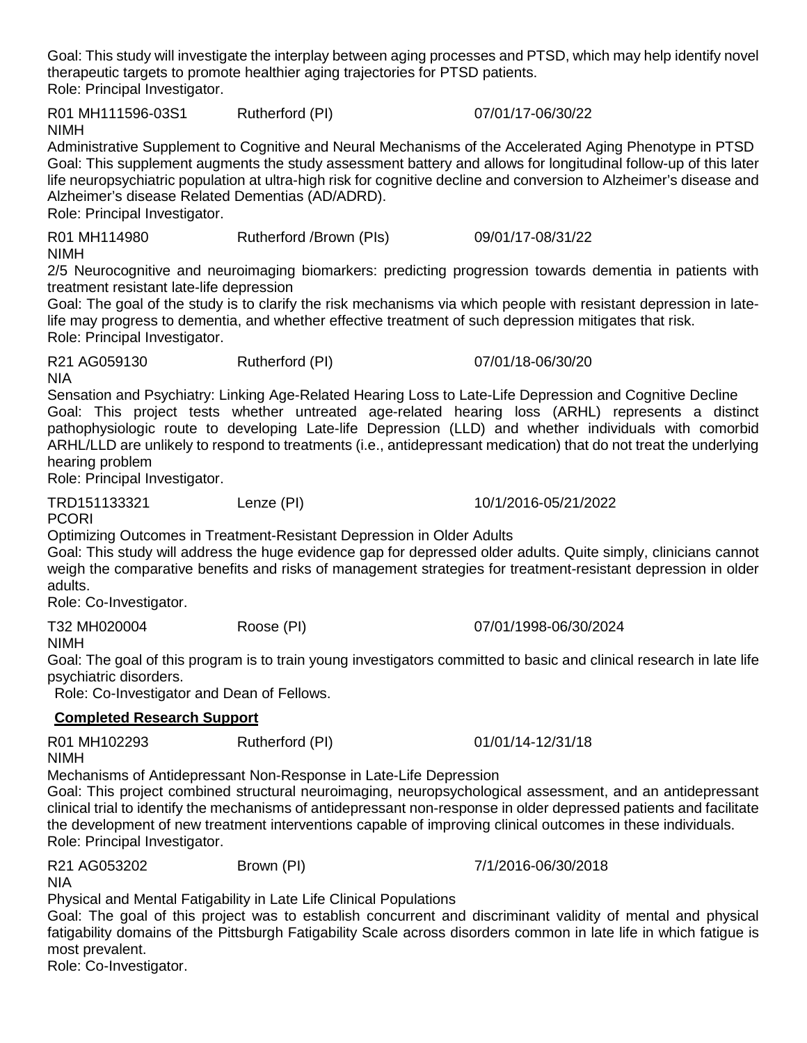Goal: This study will investigate the interplay between aging processes and PTSD, which may help identify novel therapeutic targets to promote healthier aging trajectories for PTSD patients.
Role: Principal Investigator.

R01 MH111596-03S1 Rutherford (PI) 07/01/17-06/30/22
NIMH
Administrative Supplement to Cognitive and Neural Mechanisms of the Accelerated Aging Phenotype in PTSD
Goal: This supplement augments the study assessment battery and allows for longitudinal follow-up of this later life neuropsychiatric population at ultra-high risk for cognitive decline and conversion to Alzheimer's disease and Alzheimer's disease Related Dementias (AD/ADRD).
Role: Principal Investigator.

R01 MH114980 Rutherford /Brown (PIs) 09/01/17-08/31/22
NIMH
2/5 Neurocognitive and neuroimaging biomarkers: predicting progression towards dementia in patients with treatment resistant late-life depression
Goal: The goal of the study is to clarify the risk mechanisms via which people with resistant depression in late-life may progress to dementia, and whether effective treatment of such depression mitigates that risk.
Role: Principal Investigator.

R21 AG059130 Rutherford (PI) 07/01/18-06/30/20
NIA
Sensation and Psychiatry: Linking Age-Related Hearing Loss to Late-Life Depression and Cognitive Decline
Goal: This project tests whether untreated age-related hearing loss (ARHL) represents a distinct pathophysiologic route to developing Late-life Depression (LLD) and whether individuals with comorbid ARHL/LLD are unlikely to respond to treatments (i.e., antidepressant medication) that do not treat the underlying hearing problem
Role: Principal Investigator.

TRD151133321 Lenze (PI) 10/1/2016-05/21/2022
PCORI
Optimizing Outcomes in Treatment-Resistant Depression in Older Adults
Goal: This study will address the huge evidence gap for depressed older adults. Quite simply, clinicians cannot weigh the comparative benefits and risks of management strategies for treatment-resistant depression in older adults.
Role: Co-Investigator.

T32 MH020004 Roose (PI) 07/01/1998-06/30/2024
NIMH
Goal: The goal of this program is to train young investigators committed to basic and clinical research in late life psychiatric disorders.
Role: Co-Investigator and Dean of Fellows.

**Completed Research Support**

R01 MH102293 Rutherford (PI) 01/01/14-12/31/18
NIMH
Mechanisms of Antidepressant Non-Response in Late-Life Depression
Goal: This project combined structural neuroimaging, neuropsychological assessment, and an antidepressant clinical trial to identify the mechanisms of antidepressant non-response in older depressed patients and facilitate the development of new treatment interventions capable of improving clinical outcomes in these individuals.
Role: Principal Investigator.

R21 AG053202 Brown (PI) 7/1/2016-06/30/2018
NIA
Physical and Mental Fatigability in Late Life Clinical Populations
Goal: The goal of this project was to establish concurrent and discriminant validity of mental and physical fatigability domains of the Pittsburgh Fatigability Scale across disorders common in late life in which fatigue is most prevalent.
Role: Co-Investigator.